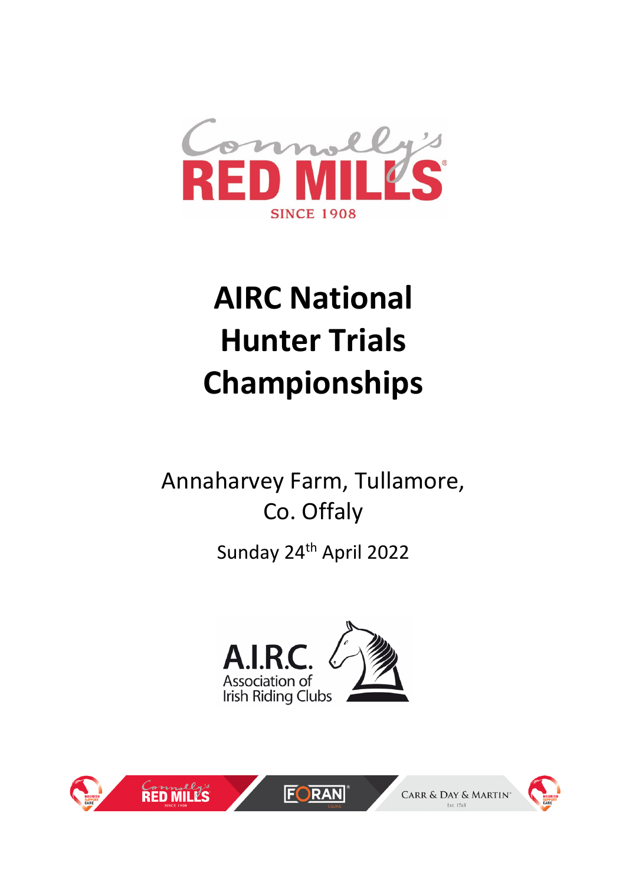# AIRC National Hunter Trials Championships

Annaharvey Farm, Tullamore, Co. Offaly

Sunday 24th April 2022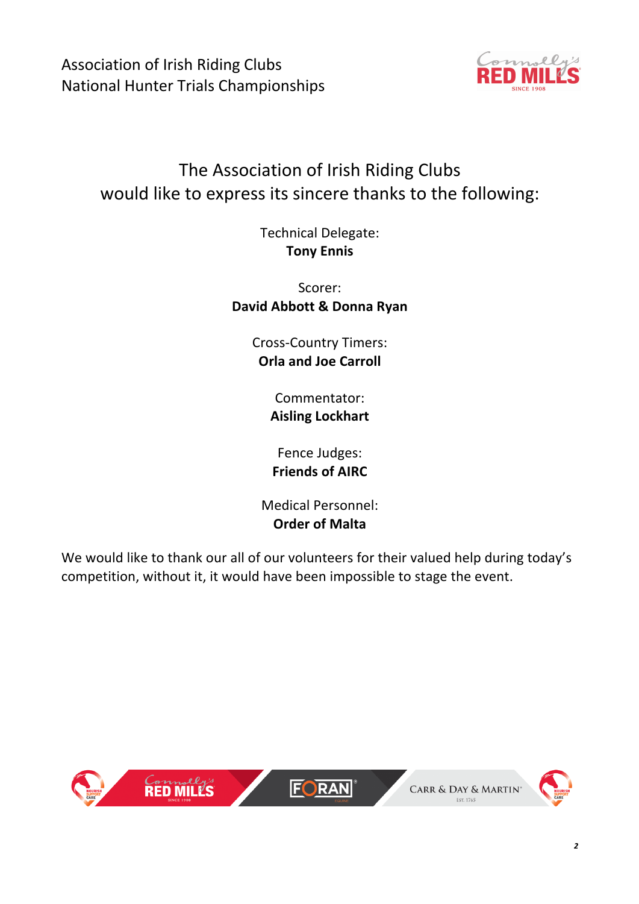The Association of Irish Riding Clubs would like to express its sincere thanks to the following:

Technical Delegate:
**Tony Ennis**

Scorer:
**David Abbott & Donna Ryan**

Cross-Country Timers:
**Orla and Joe Carroll**

Commentator:
**Aisling Lockhart**

Fence Judges:
**Friends of AIRC**

Medical Personnel:
**Order of Malta**

We would like to thank our all of our volunteers for their valued help during today's competition, without it, it would have been impossible to stage the event.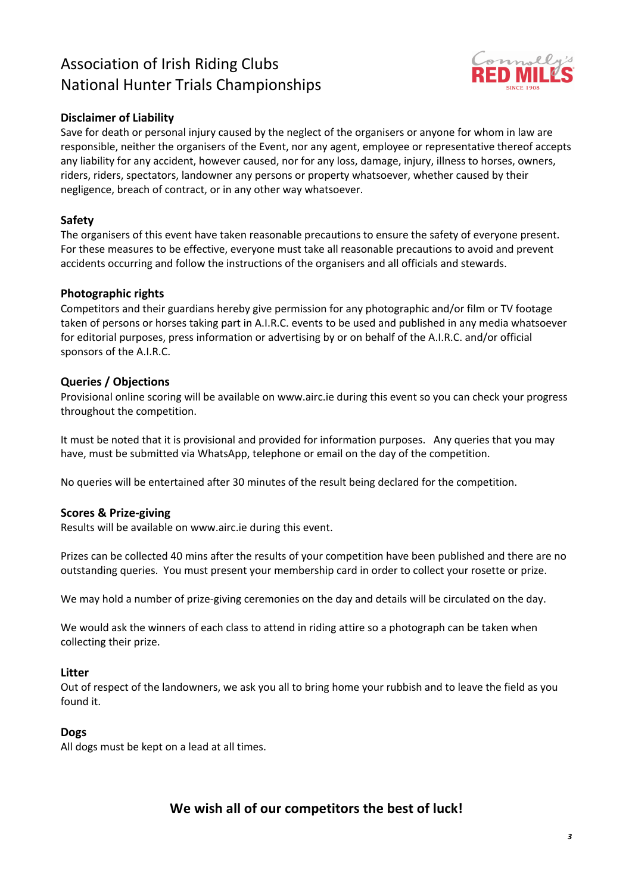# Association of Irish Riding Clubs
# National Hunter Trials Championships

## Disclaimer of Liability

Save for death or personal injury caused by the neglect of the organisers or anyone for whom in law are responsible, neither the organisers of the Event, nor any agent, employee or representative thereof accepts any liability for any accident, however caused, nor for any loss, damage, injury, illness to horses, owners, riders, riders, spectators, landowner any persons or property whatsoever, whether caused by their negligence, breach of contract, or in any other way whatsoever.

## Safety

The organisers of this event have taken reasonable precautions to ensure the safety of everyone present. For these measures to be effective, everyone must take all reasonable precautions to avoid and prevent accidents occurring and follow the instructions of the organisers and all officials and stewards.

## Photographic rights

Competitors and their guardians hereby give permission for any photographic and/or film or TV footage taken of persons or horses taking part in A.I.R.C. events to be used and published in any media whatsoever for editorial purposes, press information or advertising by or on behalf of the A.I.R.C. and/or official sponsors of the A.I.R.C.

## Queries / Objections

Provisional online scoring will be available on www.airc.ie during this event so you can check your progress throughout the competition.

It must be noted that it is provisional and provided for information purposes. Any queries that you may have, must be submitted via WhatsApp, telephone or email on the day of the competition.

No queries will be entertained after 30 minutes of the result being declared for the competition.

## Scores & Prize-giving

Results will be available on www.airc.ie during this event.

Prizes can be collected 40 mins after the results of your competition have been published and there are no outstanding queries. You must present your membership card in order to collect your rosette or prize.

We may hold a number of prize-giving ceremonies on the day and details will be circulated on the day.

We would ask the winners of each class to attend in riding attire so a photograph can be taken when collecting their prize.

## Litter

Out of respect of the landowners, we ask you all to bring home your rubbish and to leave the field as you found it.

## Dogs

All dogs must be kept on a lead at all times.

**We wish all of our competitors the best of luck!**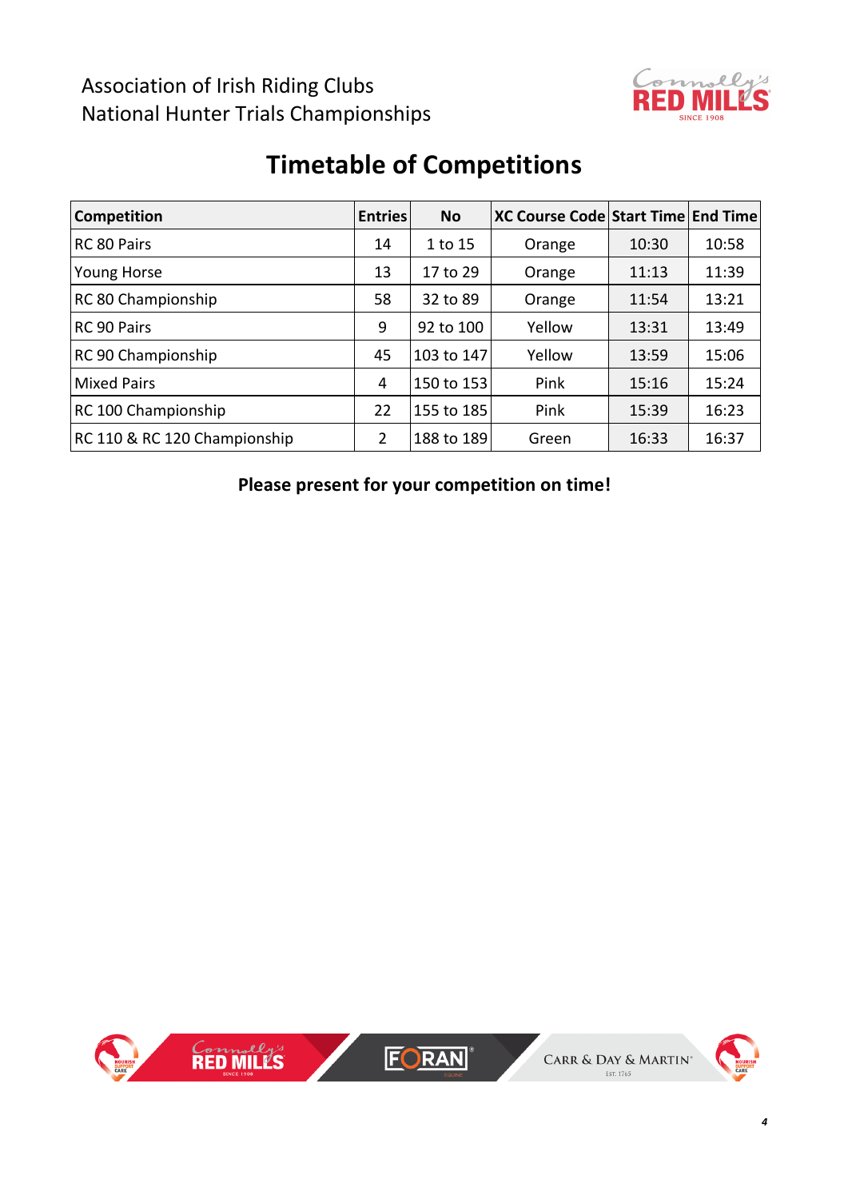Association of Irish Riding Clubs
National Hunter Trials Championships

# Timetable of Competitions

| Competition | Entries | No | XC Course Code | Start Time | End Time |
|---|---|---|---|---|---|
| RC 80 Pairs | 14 | 1 to 15 | Orange | 10:30 | 10:58 |
| Young Horse | 13 | 17 to 29 | Orange | 11:13 | 11:39 |
| RC 80 Championship | 58 | 32 to 89 | Orange | 11:54 | 13:21 |
| RC 90 Pairs | 9 | 92 to 100 | Yellow | 13:31 | 13:49 |
| RC 90 Championship | 45 | 103 to 147 | Yellow | 13:59 | 15:06 |
| Mixed Pairs | 4 | 150 to 153 | Pink | 15:16 | 15:24 |
| RC 100 Championship | 22 | 155 to 185 | Pink | 15:39 | 16:23 |
| RC 110 & RC 120 Championship | 2 | 188 to 189 | Green | 16:33 | 16:37 |

**Please present for your competition on time!**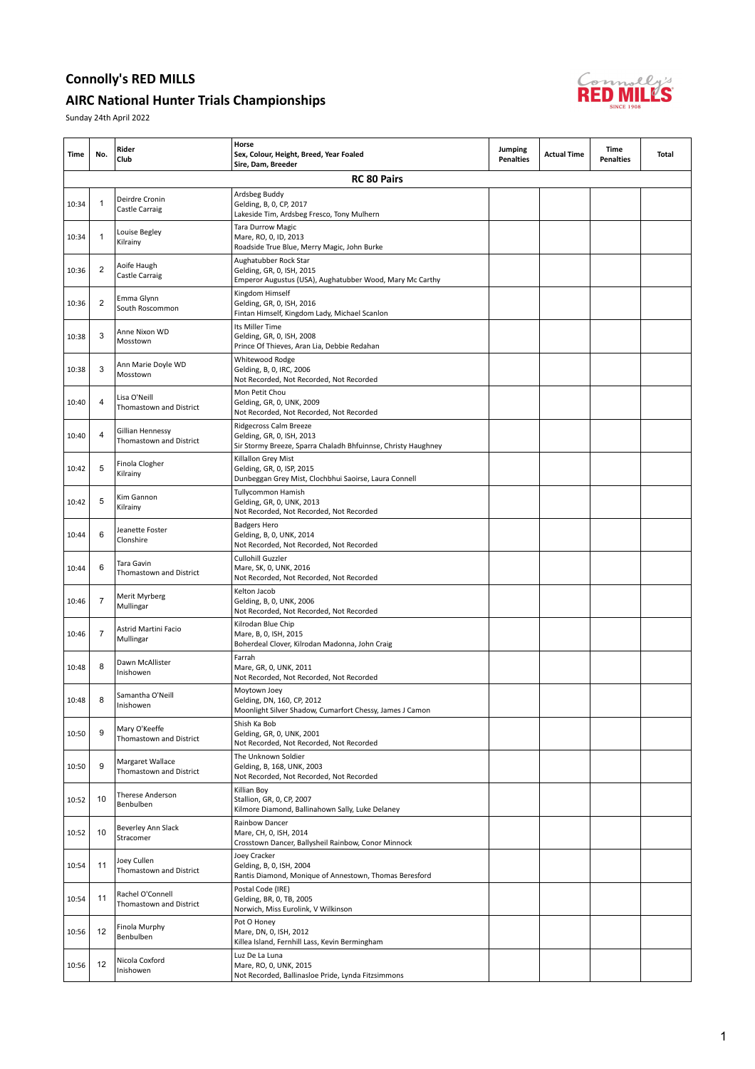# Connolly's RED MILLS

## AIRC National Hunter Trials Championships

Sunday 24th April 2022

| Time | No. | Rider<br>Club | Horse<br>Sex, Colour, Height, Breed, Year Foaled<br>Sire, Dam, Breeder | Jumping Penalties | Actual Time | Time Penalties | Total |
|---|---|---|---|---|---|---|---|
| | | | **RC 80 Pairs** | | | | |
| 10:34 | 1 | Deirdre Cronin<br>Castle Carraig | Ardsbeg Buddy<br>Gelding, B, 0, CP, 2017<br>Lakeside Tim, Ardsbeg Fresco, Tony Mulhern | | | | |
| 10:34 | 1 | Louise Begley<br>Kilrainy | Tara Durrow Magic<br>Mare, RO, 0, ID, 2013<br>Roadside True Blue, Merry Magic, John Burke | | | | |
| 10:36 | 2 | Aoife Haugh<br>Castle Carraig | Aughatubber Rock Star<br>Gelding, GR, 0, ISH, 2015<br>Emperor Augustus (USA), Aughatubber Wood, Mary Mc Carthy | | | | |
| 10:36 | 2 | Emma Glynn<br>South Roscommon | Kingdom Himself<br>Gelding, GR, 0, ISH, 2016<br>Fintan Himself, Kingdom Lady, Michael Scanlon | | | | |
| 10:38 | 3 | Anne Nixon WD<br>Mosstown | Its Miller Time<br>Gelding, GR, 0, ISH, 2008<br>Prince Of Thieves, Aran Lia, Debbie Redahan | | | | |
| 10:38 | 3 | Ann Marie Doyle WD<br>Mosstown | Whitewood Rodge<br>Gelding, B, 0, IRC, 2006<br>Not Recorded, Not Recorded, Not Recorded | | | | |
| 10:40 | 4 | Lisa O'Neill<br>Thomastown and District | Mon Petit Chou<br>Gelding, GR, 0, UNK, 2009<br>Not Recorded, Not Recorded, Not Recorded | | | | |
| 10:40 | 4 | Gillian Hennessy<br>Thomastown and District | Ridgecross Calm Breeze<br>Gelding, GR, 0, ISH, 2013<br>Sir Stormy Breeze, Sparra Chaladh Bhfuinnse, Christy Haughney | | | | |
| 10:42 | 5 | Finola Clogher<br>Kilrainy | Killallon Grey Mist<br>Gelding, GR, 0, ISP, 2015<br>Dunbeggan Grey Mist, Clochbhui Saoirse, Laura Connell | | | | |
| 10:42 | 5 | Kim Gannon<br>Kilrainy | Tullycommon Hamish<br>Gelding, GR, 0, UNK, 2013<br>Not Recorded, Not Recorded, Not Recorded | | | | |
| 10:44 | 6 | Jeanette Foster<br>Clonshire | Badgers Hero<br>Gelding, B, 0, UNK, 2014<br>Not Recorded, Not Recorded, Not Recorded | | | | |
| 10:44 | 6 | Tara Gavin<br>Thomastown and District | Cullohill Guzzler<br>Mare, SK, 0, UNK, 2016<br>Not Recorded, Not Recorded, Not Recorded | | | | |
| 10:46 | 7 | Merit Myrberg<br>Mullingar | Kelton Jacob<br>Gelding, B, 0, UNK, 2006<br>Not Recorded, Not Recorded, Not Recorded | | | | |
| 10:46 | 7 | Astrid Martini Facio<br>Mullingar | Kilrodan Blue Chip<br>Mare, B, 0, ISH, 2015<br>Boherdeal Clover, Kilrodan Madonna, John Craig | | | | |
| 10:48 | 8 | Dawn McAllister<br>Inishowen | Farrah<br>Mare, GR, 0, UNK, 2011<br>Not Recorded, Not Recorded, Not Recorded | | | | |
| 10:48 | 8 | Samantha O'Neill<br>Inishowen | Moytown Joey<br>Gelding, DN, 160, CP, 2012<br>Moonlight Silver Shadow, Cumarfort Chessy, James J Camon | | | | |
| 10:50 | 9 | Mary O'Keeffe<br>Thomastown and District | Shish Ka Bob<br>Gelding, GR, 0, UNK, 2001<br>Not Recorded, Not Recorded, Not Recorded | | | | |
| 10:50 | 9 | Margaret Wallace<br>Thomastown and District | The Unknown Soldier<br>Gelding, B, 168, UNK, 2003<br>Not Recorded, Not Recorded, Not Recorded | | | | |
| 10:52 | 10 | Therese Anderson<br>Benbulben | Killian Boy<br>Stallion, GR, 0, CP, 2007<br>Kilmore Diamond, Ballinahown Sally, Luke Delaney | | | | |
| 10:52 | 10 | Beverley Ann Slack<br>Stracomer | Rainbow Dancer<br>Mare, CH, 0, ISH, 2014<br>Crosstown Dancer, Ballysheil Rainbow, Conor Minnock | | | | |
| 10:54 | 11 | Joey Cullen<br>Thomastown and District | Joey Cracker<br>Gelding, B, 0, ISH, 2004<br>Rantis Diamond, Monique of Annestown, Thomas Beresford | | | | |
| 10:54 | 11 | Rachel O'Connell<br>Thomastown and District | Postal Code (IRE)<br>Gelding, BR, 0, TB, 2005<br>Norwich, Miss Eurolink, V Wilkinson | | | | |
| 10:56 | 12 | Finola Murphy<br>Benbulben | Pot O Honey<br>Mare, DN, 0, ISH, 2012<br>Killea Island, Fernhill Lass, Kevin Bermingham | | | | |
| 10:56 | 12 | Nicola Coxford<br>Inishowen | Luz De La Luna<br>Mare, RO, 0, UNK, 2015<br>Not Recorded, Ballinasloe Pride, Lynda Fitzsimmons | | | | |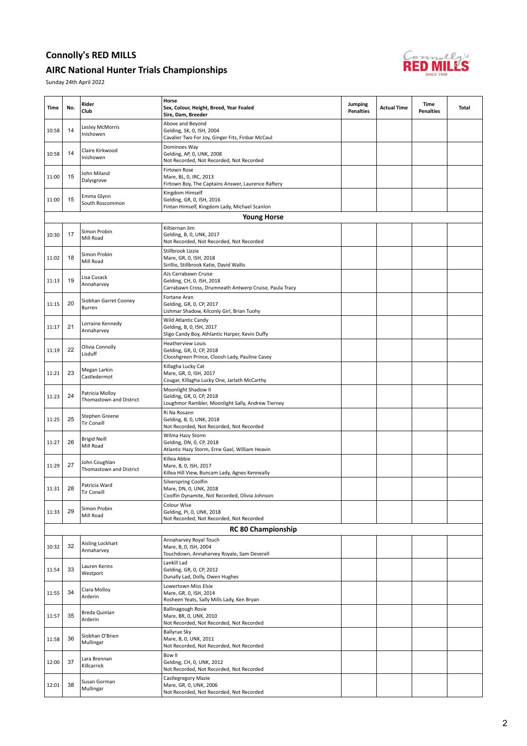# Connolly's RED MILLS

## AIRC National Hunter Trials Championships

Sunday 24th April 2022

| Time | No. | Rider<br>Club | Horse<br>Sex, Colour, Height, Breed, Year Foaled<br>Sire, Dam, Breeder | Jumping Penalties | Actual Time | Time Penalties | Total |
|---|---|---|---|---|---|---|---|
| 10:58 | 14 | Lesley McMorris<br>Inishowen | Above and Beyond<br>Gelding, SK, 0, ISH, 2004<br>Cavalier Two For Joy, Ginger Fits, Finbar McCaul | | | | |
| 10:58 | 14 | Claire Kirkwood<br>Inishowen | Dominoes Way<br>Gelding, AP, 0, UNK, 2008<br>Not Recorded, Not Recorded, Not Recorded | | | | |
| 11:00 | 15 | John Miland<br>Dalysgrove | Firtown Rose<br>Mare, BL, 0, IRC, 2013<br>Firtown Boy, The Captains Answer, Laurence Raftery | | | | |
| 11:00 | 15 | Emma Glynn<br>South Roscommon | Kingdom Himself<br>Gelding, GR, 0, ISH, 2016<br>Fintan Himself, Kingdom Lady, Michael Scanlon | | | | |
| | | | **Young Horse** | | | | |
| 10:30 | 17 | Simon Probin<br>Mill Road | Kiltiernan Jim<br>Gelding, B, 0, UNK, 2017<br>Not Recorded, Not Recorded, Not Recorded | | | | |
| 11:02 | 18 | Simon Probin<br>Mill Road | Stillbrook Lizzie<br>Mare, GR, 0, ISH, 2018<br>Sirillio, Stillbrook Katie, David Wallis | | | | |
| 11:13 | 19 | Lisa Cusack<br>Annaharvey | AJs Carrabawn Cruise<br>Gelding, CH, 0, ISH, 2018<br>Carrabawn Cross, Drumneath Antwerp Cruise, Paula Tracy | | | | |
| 11:15 | 20 | Siobhan Garret Cooney<br>Burren | Fortane Aran<br>Gelding, GR, 0, CP, 2017<br>Lishmar Shadow, Kilconly Girl, Brian Tuohy | | | | |
| 11:17 | 21 | Lorraine Kennedy<br>Annaharvey | Wild Atlantic Candy<br>Gelding, B, 0, ISH, 2017<br>Sligo Candy Boy, Athlantic Harper, Kevin Duffy | | | | |
| 11:19 | 22 | Olivia Connolly<br>Lisduff | Heatherview Louis<br>Gelding, GR, 0, CP, 2018<br>Clooshgreen Prince, Cloosh Lady, Pauline Casey | | | | |
| 11:21 | 23 | Megan Larkin<br>Castledermot | Killagha Lucky Cat<br>Mare, GR, 0, ISH, 2017<br>Cougar, Killagha Lucky One, Jarlath McCarthy | | | | |
| 11:23 | 24 | Patricia Molloy<br>Thomastown and District | Moonlight Shadow II<br>Gelding, GR, 0, CP, 2018<br>Loughmor Rambler, Moonlight Sally, Andrew Tierney | | | | |
| 11:25 | 25 | Stephen Greene<br>Tir Conaill | Ri Na Rosann<br>Gelding, B, 0, UNK, 2018<br>Not Recorded, Not Recorded, Not Recorded | | | | |
| 11:27 | 26 | Brigid Neill<br>Mill Road | Wilma Hazy Storm<br>Gelding, DN, 0, CP, 2018<br>Atlantic Hazy Storm, Erne Gael, William Heavin | | | | |
| 11:29 | 27 | John Coughlan<br>Thomastown and District | Killea Abbie<br>Mare, B, 0, ISH, 2017<br>Killea Hill View, Buncam Lady, Agnes Kenneally | | | | |
| 11:31 | 28 | Patricia Ward<br>Tir Conaill | Silverspring Coolfin<br>Mare, DN, 0, UNK, 2018<br>Coolfin Dynamite, Not Recorded, Olivia Johnson | | | | |
| 11:33 | 29 | Simon Probin<br>Mill Road | Colour Wise<br>Gelding, PI, 0, UNK, 2018<br>Not Recorded, Not Recorded, Not Recorded | | | | |
| | | | **RC 80 Championship** | | | | |
| 10:32 | 32 | Aisling Lockhart<br>Annaharvey | Annaharvey Royal Touch<br>Mare, B, 0, ISH, 2004<br>Touchdown, Annaharvey Royale, Sam Deverell | | | | |
| 11:54 | 33 | Lauren Kerins<br>Westport | Lankill Lad<br>Gelding, GR, 0, CP, 2012<br>Dunally Lad, Dolly, Owen Hughes | | | | |
| 11:55 | 34 | Ciara Molloy<br>Arderin | Lowertown Miss Elsie<br>Mare, GR, 0, ISH, 2014<br>Rosheen Yeats, Sally Mills Lady, Ken Bryan | | | | |
| 11:57 | 35 | Breda Quinlan<br>Arderin | Ballinagough Rosie<br>Mare, BR, 0, UNK, 2010<br>Not Recorded, Not Recorded, Not Recorded | | | | |
| 11:58 | 36 | Siobhan O'Brien<br>Mullingar | Ballyrue Sky<br>Mare, B, 0, UNK, 2011<br>Not Recorded, Not Recorded, Not Recorded | | | | |
| 12:00 | 37 | Lara Brennan<br>Killcarrick | Bow II<br>Gelding, CH, 0, UNK, 2012<br>Not Recorded, Not Recorded, Not Recorded | | | | |
| 12:01 | 38 | Susan Gorman<br>Mullingar | Castlegregory Mazie<br>Mare, GR, 0, UNK, 2006<br>Not Recorded, Not Recorded, Not Recorded | | | | |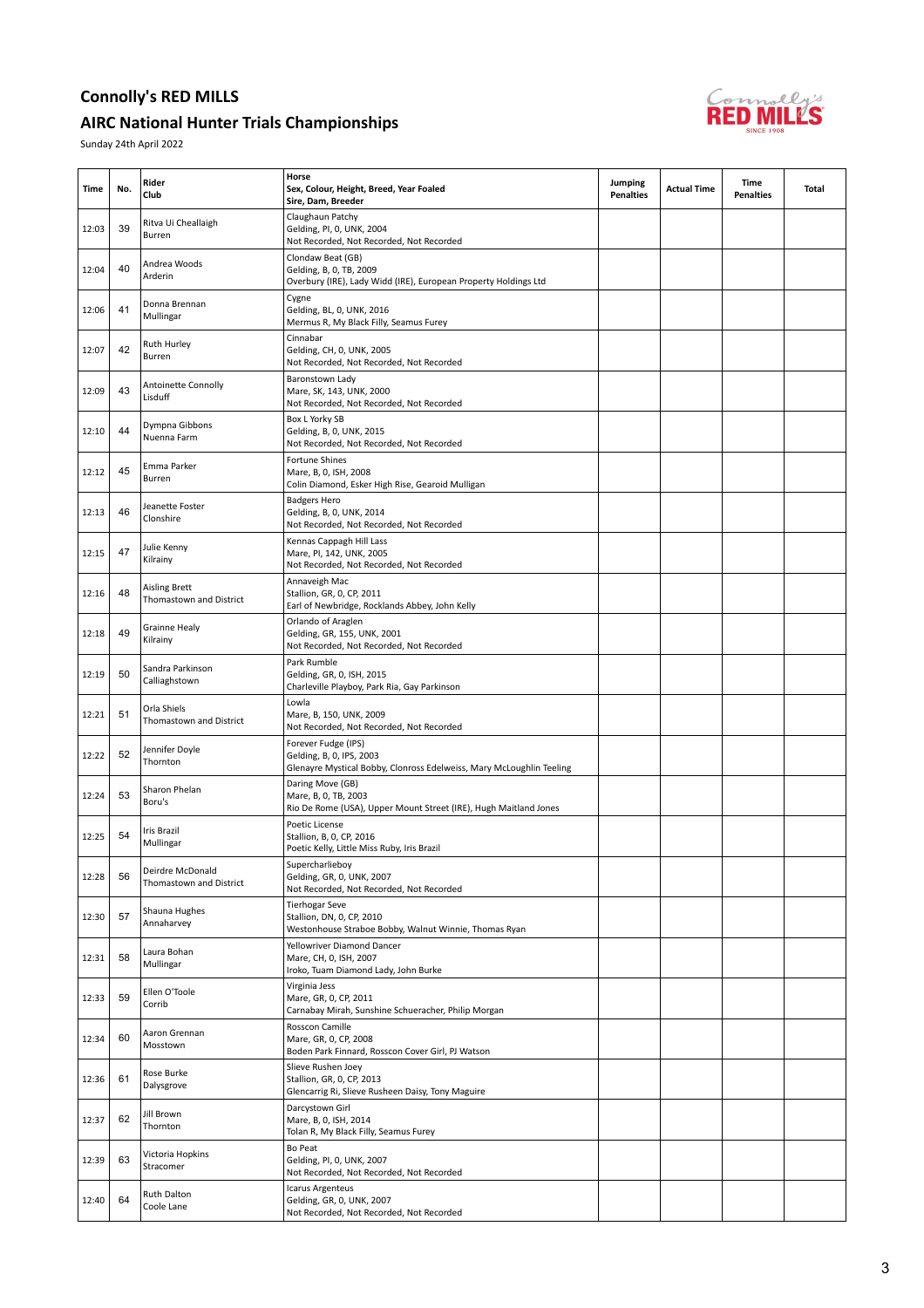## Connolly's RED MILLS

## AIRC National Hunter Trials Championships

Sunday 24th April 2022

| Time | No. | Rider<br>Club | Horse<br>Sex, Colour, Height, Breed, Year Foaled<br>Sire, Dam, Breeder | Jumping Penalties | Actual Time | Time Penalties | Total |
|---|---|---|---|---|---|---|---|
| 12:03 | 39 | Ritva Ui Cheallaigh<br>Burren | Claughaun Patchy<br>Gelding, PI, 0, UNK, 2004<br>Not Recorded, Not Recorded, Not Recorded | | | | |
| 12:04 | 40 | Andrea Woods<br>Arderin | Clondaw Beat (GB)<br>Gelding, B, 0, TB, 2009<br>Overbury (IRE), Lady Widd (IRE), European Property Holdings Ltd | | | | |
| 12:06 | 41 | Donna Brennan<br>Mullingar | Cygne<br>Gelding, BL, 0, UNK, 2016<br>Mermus R, My Black Filly, Seamus Furey | | | | |
| 12:07 | 42 | Ruth Hurley<br>Burren | Cinnabar<br>Gelding, CH, 0, UNK, 2005<br>Not Recorded, Not Recorded, Not Recorded | | | | |
| 12:09 | 43 | Antoinette Connolly<br>Lisduff | Baronstown Lady<br>Mare, SK, 143, UNK, 2000<br>Not Recorded, Not Recorded, Not Recorded | | | | |
| 12:10 | 44 | Dympna Gibbons<br>Nuenna Farm | Box L Yorky SB<br>Gelding, B, 0, UNK, 2015<br>Not Recorded, Not Recorded, Not Recorded | | | | |
| 12:12 | 45 | Emma Parker<br>Burren | Fortune Shines<br>Mare, B, 0, ISH, 2008<br>Colin Diamond, Esker High Rise, Gearoid Mulligan | | | | |
| 12:13 | 46 | Jeanette Foster<br>Clonshire | Badgers Hero<br>Gelding, B, 0, UNK, 2014<br>Not Recorded, Not Recorded, Not Recorded | | | | |
| 12:15 | 47 | Julie Kenny<br>Kilrainy | Kennas Cappagh Hill Lass<br>Mare, PI, 142, UNK, 2005<br>Not Recorded, Not Recorded, Not Recorded | | | | |
| 12:16 | 48 | Aisling Brett<br>Thomastown and District | Annaveigh Mac<br>Stallion, GR, 0, CP, 2011<br>Earl of Newbridge, Rocklands Abbey, John Kelly | | | | |
| 12:18 | 49 | Grainne Healy<br>Kilrainy | Orlando of Araglen<br>Gelding, GR, 155, UNK, 2001<br>Not Recorded, Not Recorded, Not Recorded | | | | |
| 12:19 | 50 | Sandra Parkinson<br>Calliaghstown | Park Rumble<br>Gelding, GR, 0, ISH, 2015<br>Charleville Playboy, Park Ria, Gay Parkinson | | | | |
| 12:21 | 51 | Orla Shiels<br>Thomastown and District | Lowla<br>Mare, B, 150, UNK, 2009<br>Not Recorded, Not Recorded, Not Recorded | | | | |
| 12:22 | 52 | Jennifer Doyle<br>Thornton | Forever Fudge (IPS)<br>Gelding, B, 0, IPS, 2003<br>Glenayre Mystical Bobby, Clonross Edelweiss, Mary McLoughlin Teeling | | | | |
| 12:24 | 53 | Sharon Phelan<br>Boru's | Daring Move (GB)<br>Mare, B, 0, TB, 2003<br>Rio De Rome (USA), Upper Mount Street (IRE), Hugh Maitland Jones | | | | |
| 12:25 | 54 | Iris Brazil<br>Mullingar | Poetic License<br>Stallion, B, 0, CP, 2016<br>Poetic Kelly, Little Miss Ruby, Iris Brazil | | | | |
| 12:28 | 56 | Deirdre McDonald<br>Thomastown and District | Supercharlieboy<br>Gelding, GR, 0, UNK, 2007<br>Not Recorded, Not Recorded, Not Recorded | | | | |
| 12:30 | 57 | Shauna Hughes<br>Annaharvey | Tierhogar Seve<br>Stallion, DN, 0, CP, 2010<br>Westonhouse Straboe Bobby, Walnut Winnie, Thomas Ryan | | | | |
| 12:31 | 58 | Laura Bohan<br>Mullingar | Yellowriver Diamond Dancer<br>Mare, CH, 0, ISH, 2007<br>Iroko, Tuam Diamond Lady, John Burke | | | | |
| 12:33 | 59 | Ellen O'Toole<br>Corrib | Virginia Jess<br>Mare, GR, 0, CP, 2011<br>Carnabay Mirah, Sunshine Schueracher, Philip Morgan | | | | |
| 12:34 | 60 | Aaron Grennan<br>Mosstown | Rosscon Camille<br>Mare, GR, 0, CP, 2008<br>Boden Park Finnard, Rosscon Cover Girl, PJ Watson | | | | |
| 12:36 | 61 | Rose Burke<br>Dalysgrove | Slieve Rushen Joey<br>Stallion, GR, 0, CP, 2013<br>Glencarrig Ri, Slieve Rusheen Daisy, Tony Maguire | | | | |
| 12:37 | 62 | Jill Brown<br>Thornton | Darcystown Girl<br>Mare, B, 0, ISH, 2014<br>Tolan R, My Black Filly, Seamus Furey | | | | |
| 12:39 | 63 | Victoria Hopkins<br>Stracomer | Bo Peat<br>Gelding, PI, 0, UNK, 2007<br>Not Recorded, Not Recorded, Not Recorded | | | | |
| 12:40 | 64 | Ruth Dalton<br>Coole Lane | Icarus Argenteus<br>Gelding, GR, 0, UNK, 2007<br>Not Recorded, Not Recorded, Not Recorded | | | | |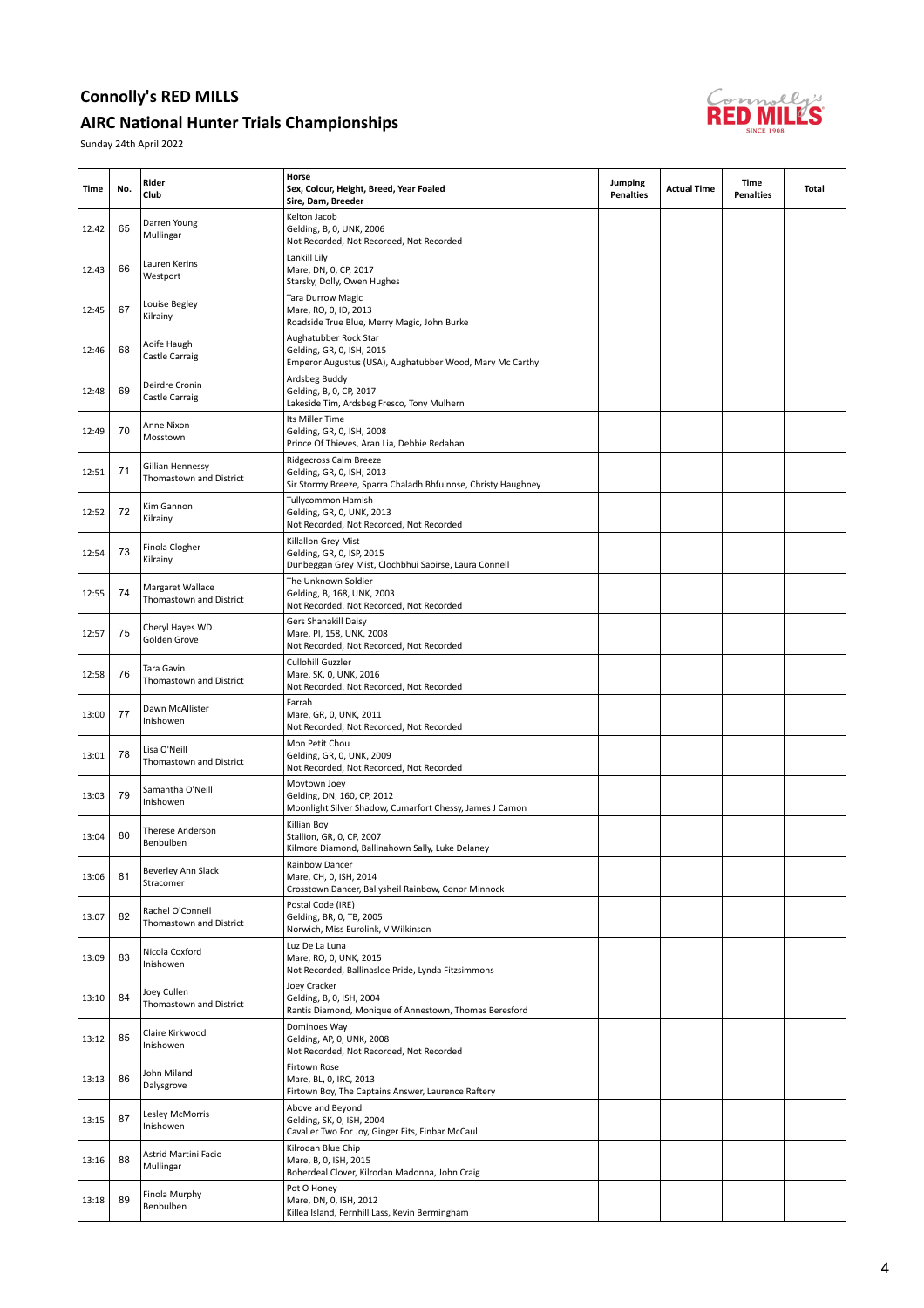# Connolly's RED MILLS

## AIRC National Hunter Trials Championships

Sunday 24th April 2022

| Time | No. | Rider<br>Club | Horse<br>Sex, Colour, Height, Breed, Year Foaled<br>Sire, Dam, Breeder | Jumping Penalties | Actual Time | Time Penalties | Total |
|---|---|---|---|---|---|---|---|
| 12:42 | 65 | Darren Young<br>Mullingar | Kelton Jacob<br>Gelding, B, 0, UNK, 2006<br>Not Recorded, Not Recorded, Not Recorded | | | | |
| 12:43 | 66 | Lauren Kerins<br>Westport | Lankill Lily<br>Mare, DN, 0, CP, 2017<br>Starsky, Dolly, Owen Hughes | | | | |
| 12:45 | 67 | Louise Begley<br>Kilrainy | Tara Durrow Magic<br>Mare, RO, 0, ID, 2013<br>Roadside True Blue, Merry Magic, John Burke | | | | |
| 12:46 | 68 | Aoife Haugh<br>Castle Carraig | Aughatubber Rock Star<br>Gelding, GR, 0, ISH, 2015<br>Emperor Augustus (USA), Aughatubber Wood, Mary Mc Carthy | | | | |
| 12:48 | 69 | Deirdre Cronin<br>Castle Carraig | Ardsbeg Buddy<br>Gelding, B, 0, CP, 2017<br>Lakeside Tim, Ardsbeg Fresco, Tony Mulhern | | | | |
| 12:49 | 70 | Anne Nixon<br>Mosstown | Its Miller Time<br>Gelding, GR, 0, ISH, 2008<br>Prince Of Thieves, Aran Lia, Debbie Redahan | | | | |
| 12:51 | 71 | Gillian Hennessy<br>Thomastown and District | Ridgecross Calm Breeze<br>Gelding, GR, 0, ISH, 2013<br>Sir Stormy Breeze, Sparra Chaladh Bhfuinnse, Christy Haughney | | | | |
| 12:52 | 72 | Kim Gannon<br>Kilrainy | Tullycommon Hamish<br>Gelding, GR, 0, UNK, 2013<br>Not Recorded, Not Recorded, Not Recorded | | | | |
| 12:54 | 73 | Finola Clogher<br>Kilrainy | Killallon Grey Mist<br>Gelding, GR, 0, ISP, 2015<br>Dunbeggan Grey Mist, Clochbhui Saoirse, Laura Connell | | | | |
| 12:55 | 74 | Margaret Wallace<br>Thomastown and District | The Unknown Soldier<br>Gelding, B, 168, UNK, 2003<br>Not Recorded, Not Recorded, Not Recorded | | | | |
| 12:57 | 75 | Cheryl Hayes WD<br>Golden Grove | Gers Shanakill Daisy<br>Mare, PI, 158, UNK, 2008<br>Not Recorded, Not Recorded, Not Recorded | | | | |
| 12:58 | 76 | Tara Gavin<br>Thomastown and District | Cullohill Guzzler<br>Mare, SK, 0, UNK, 2016<br>Not Recorded, Not Recorded, Not Recorded | | | | |
| 13:00 | 77 | Dawn McAllister<br>Inishowen | Farrah<br>Mare, GR, 0, UNK, 2011<br>Not Recorded, Not Recorded, Not Recorded | | | | |
| 13:01 | 78 | Lisa O'Neill<br>Thomastown and District | Mon Petit Chou<br>Gelding, GR, 0, UNK, 2009<br>Not Recorded, Not Recorded, Not Recorded | | | | |
| 13:03 | 79 | Samantha O'Neill<br>Inishowen | Moytown Joey<br>Gelding, DN, 160, CP, 2012<br>Moonlight Silver Shadow, Cumarfort Chessy, James J Camon | | | | |
| 13:04 | 80 | Therese Anderson<br>Benbulben | Killian Boy<br>Stallion, GR, 0, CP, 2007<br>Kilmore Diamond, Ballinahown Sally, Luke Delaney | | | | |
| 13:06 | 81 | Beverley Ann Slack<br>Stracomer | Rainbow Dancer<br>Mare, CH, 0, ISH, 2014<br>Crosstown Dancer, Ballysheil Rainbow, Conor Minnock | | | | |
| 13:07 | 82 | Rachel O'Connell<br>Thomastown and District | Postal Code (IRE)<br>Gelding, BR, 0, TB, 2005<br>Norwich, Miss Eurolink, V Wilkinson | | | | |
| 13:09 | 83 | Nicola Coxford<br>Inishowen | Luz De La Luna<br>Mare, RO, 0, UNK, 2015<br>Not Recorded, Ballinasloe Pride, Lynda Fitzsimmons | | | | |
| 13:10 | 84 | Joey Cullen<br>Thomastown and District | Joey Cracker<br>Gelding, B, 0, ISH, 2004<br>Rantis Diamond, Monique of Annestown, Thomas Beresford | | | | |
| 13:12 | 85 | Claire Kirkwood<br>Inishowen | Dominoes Way<br>Gelding, AP, 0, UNK, 2008<br>Not Recorded, Not Recorded, Not Recorded | | | | |
| 13:13 | 86 | John Miland<br>Dalysgrove | Firtown Rose<br>Mare, BL, 0, IRC, 2013<br>Firtown Boy, The Captains Answer, Laurence Raftery | | | | |
| 13:15 | 87 | Lesley McMorris<br>Inishowen | Above and Beyond<br>Gelding, SK, 0, ISH, 2004<br>Cavalier Two For Joy, Ginger Fits, Finbar McCaul | | | | |
| 13:16 | 88 | Astrid Martini Facio<br>Mullingar | Kilrodan Blue Chip<br>Mare, B, 0, ISH, 2015<br>Boherdeal Clover, Kilrodan Madonna, John Craig | | | | |
| 13:18 | 89 | Finola Murphy<br>Benbulben | Pot O Honey<br>Mare, DN, 0, ISH, 2012<br>Killea Island, Fernhill Lass, Kevin Bermingham | | | | |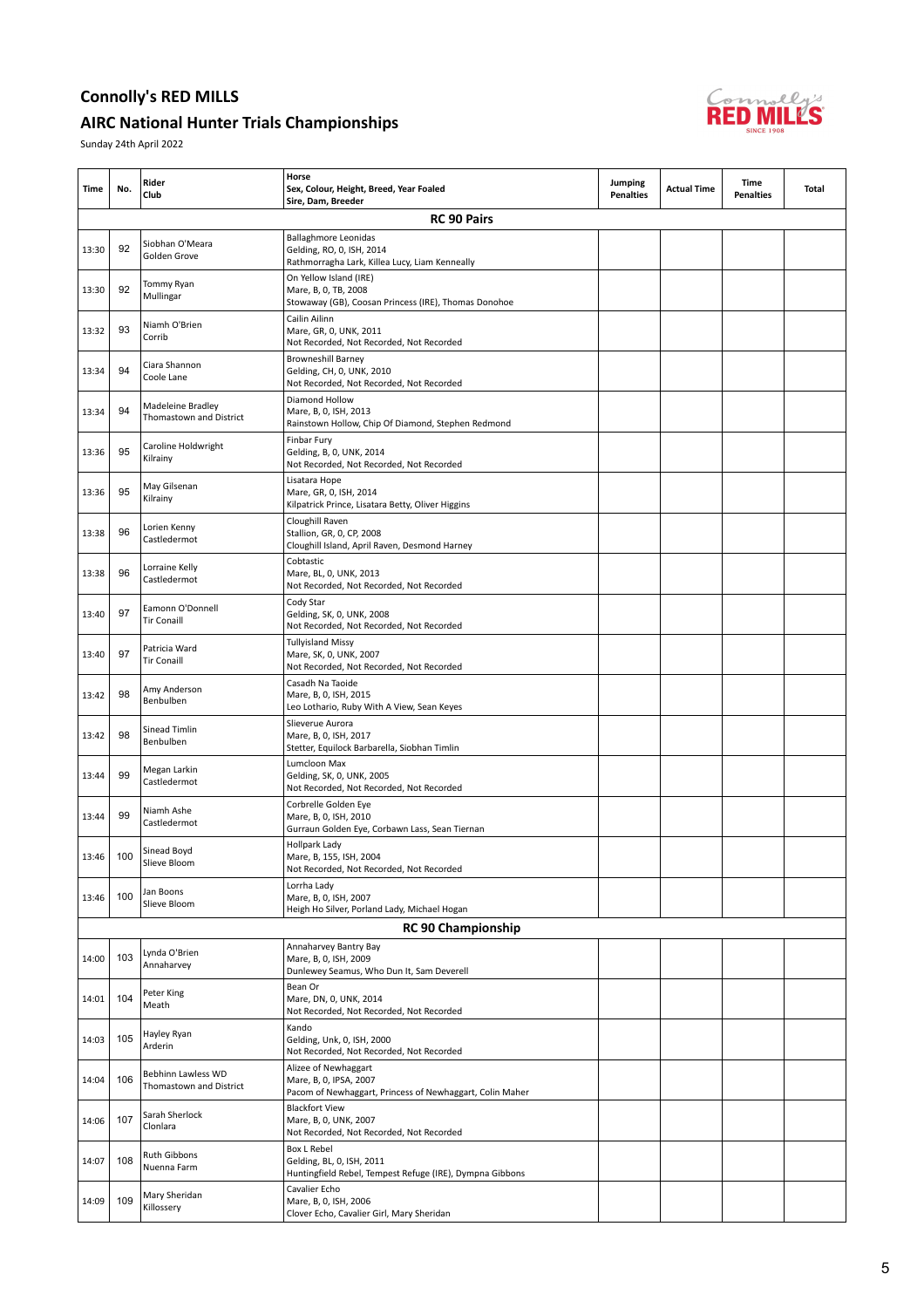## Connolly's RED MILLS

## AIRC National Hunter Trials Championships

Sunday 24th April 2022

| Time | No. | Rider<br>Club | Horse<br>Sex, Colour, Height, Breed, Year Foaled<br>Sire, Dam, Breeder | Jumping Penalties | Actual Time | Time Penalties | Total |
|---|---|---|---|---|---|---|---|
| | | | **RC 90 Pairs** | | | | |
| 13:30 | 92 | Siobhan O'Meara<br>Golden Grove | Ballaghmore Leonidas<br>Gelding, RO, 0, ISH, 2014<br>Rathmorragha Lark, Killea Lucy, Liam Kenneally | | | | |
| 13:30 | 92 | Tommy Ryan<br>Mullingar | On Yellow Island (IRE)<br>Mare, B, 0, TB, 2008<br>Stowaway (GB), Coosan Princess (IRE), Thomas Donohoe | | | | |
| 13:32 | 93 | Niamh O'Brien<br>Corrib | Cailin Ailinn<br>Mare, GR, 0, UNK, 2011<br>Not Recorded, Not Recorded, Not Recorded | | | | |
| 13:34 | 94 | Ciara Shannon<br>Coole Lane | Browneshill Barney<br>Gelding, CH, 0, UNK, 2010<br>Not Recorded, Not Recorded, Not Recorded | | | | |
| 13:34 | 94 | Madeleine Bradley<br>Thomastown and District | Diamond Hollow<br>Mare, B, 0, ISH, 2013<br>Rainstown Hollow, Chip Of Diamond, Stephen Redmond | | | | |
| 13:36 | 95 | Caroline Holdwright<br>Kilrainy | Finbar Fury<br>Gelding, B, 0, UNK, 2014<br>Not Recorded, Not Recorded, Not Recorded | | | | |
| 13:36 | 95 | May Gilsenan<br>Kilrainy | Lisatara Hope<br>Mare, GR, 0, ISH, 2014<br>Kilpatrick Prince, Lisatara Betty, Oliver Higgins | | | | |
| 13:38 | 96 | Lorien Kenny<br>Castledermot | Cloughill Raven<br>Stallion, GR, 0, CP, 2008<br>Cloughill Island, April Raven, Desmond Harney | | | | |
| 13:38 | 96 | Lorraine Kelly<br>Castledermot | Cobtastic<br>Mare, BL, 0, UNK, 2013<br>Not Recorded, Not Recorded, Not Recorded | | | | |
| 13:40 | 97 | Eamonn O'Donnell<br>Tir Conaill | Cody Star<br>Gelding, SK, 0, UNK, 2008<br>Not Recorded, Not Recorded, Not Recorded | | | | |
| 13:40 | 97 | Patricia Ward<br>Tir Conaill | Tullyisland Missy<br>Mare, SK, 0, UNK, 2007<br>Not Recorded, Not Recorded, Not Recorded | | | | |
| 13:42 | 98 | Amy Anderson<br>Benbulben | Casadh Na Taoide<br>Mare, B, 0, ISH, 2015<br>Leo Lothario, Ruby With A View, Sean Keyes | | | | |
| 13:42 | 98 | Sinead Timlin<br>Benbulben | Slieverue Aurora<br>Mare, B, 0, ISH, 2017<br>Stetter, Equilock Barbarella, Siobhan Timlin | | | | |
| 13:44 | 99 | Megan Larkin<br>Castledermot | Lumcloon Max<br>Gelding, SK, 0, UNK, 2005<br>Not Recorded, Not Recorded, Not Recorded | | | | |
| 13:44 | 99 | Niamh Ashe<br>Castledermot | Corbrelle Golden Eye<br>Mare, B, 0, ISH, 2010<br>Gurraun Golden Eye, Corbawn Lass, Sean Tiernan | | | | |
| 13:46 | 100 | Sinead Boyd<br>Slieve Bloom | Hollpark Lady<br>Mare, B, 155, ISH, 2004<br>Not Recorded, Not Recorded, Not Recorded | | | | |
| 13:46 | 100 | Jan Boons<br>Slieve Bloom | Lorrha Lady<br>Mare, B, 0, ISH, 2007<br>Heigh Ho Silver, Porland Lady, Michael Hogan | | | | |
| | | | **RC 90 Championship** | | | | |
| 14:00 | 103 | Lynda O'Brien<br>Annaharvey | Annaharvey Bantry Bay<br>Mare, B, 0, ISH, 2009<br>Dunlewey Seamus, Who Dun It, Sam Deverell | | | | |
| 14:01 | 104 | Peter King<br>Meath | Bean Or<br>Mare, DN, 0, UNK, 2014<br>Not Recorded, Not Recorded, Not Recorded | | | | |
| 14:03 | 105 | Hayley Ryan<br>Arderin | Kando<br>Gelding, Unk, 0, ISH, 2000<br>Not Recorded, Not Recorded, Not Recorded | | | | |
| 14:04 | 106 | Bebhinn Lawless WD<br>Thomastown and District | Alizee of Newhaggart<br>Mare, B, 0, IPSA, 2007<br>Pacom of Newhaggart, Princess of Newhaggart, Colin Maher | | | | |
| 14:06 | 107 | Sarah Sherlock<br>Clonlara | Blackfort View<br>Mare, B, 0, UNK, 2007<br>Not Recorded, Not Recorded, Not Recorded | | | | |
| 14:07 | 108 | Ruth Gibbons<br>Nuenna Farm | Box L Rebel<br>Gelding, BL, 0, ISH, 2011<br>Huntingfield Rebel, Tempest Refuge (IRE), Dympna Gibbons | | | | |
| 14:09 | 109 | Mary Sheridan<br>Killossery | Cavalier Echo<br>Mare, B, 0, ISH, 2006<br>Clover Echo, Cavalier Girl, Mary Sheridan | | | | |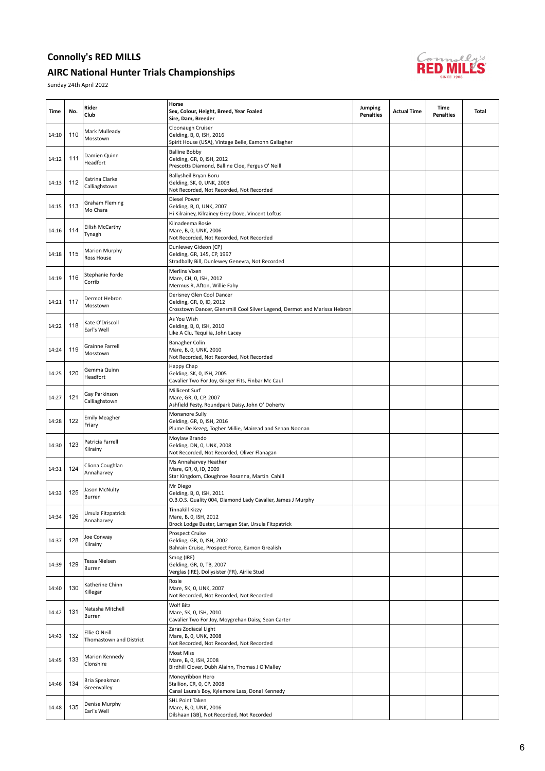# Connolly's RED MILLS

# AIRC National Hunter Trials Championships

Sunday 24th April 2022

| Time | No. | Rider<br>Club | Horse<br>Sex, Colour, Height, Breed, Year Foaled<br>Sire, Dam, Breeder | Jumping Penalties | Actual Time | Time Penalties | Total |
|---|---|---|---|---|---|---|---|
| 14:10 | 110 | Mark Mulleady<br>Mosstown | Cloonaugh Cruiser<br>Gelding, B, 0, ISH, 2016<br>Spirit House (USA), Vintage Belle, Eamonn Gallagher | | | | |
| 14:12 | 111 | Damien Quinn<br>Headfort | Balline Bobby<br>Gelding, GR, 0, ISH, 2012<br>Prescotts Diamond, Balline Cloe, Fergus O' Neill | | | | |
| 14:13 | 112 | Katrina Clarke<br>Calliaghstown | Ballysheil Bryan Boru<br>Gelding, SK, 0, UNK, 2003<br>Not Recorded, Not Recorded, Not Recorded | | | | |
| 14:15 | 113 | Graham Fleming<br>Mo Chara | Diesel Power<br>Gelding, B, 0, UNK, 2007<br>Hi Kilrainey, Kilrainey Grey Dove, Vincent Loftus | | | | |
| 14:16 | 114 | Eilish McCarthy<br>Tynagh | Kilnadeema Rosie<br>Mare, B, 0, UNK, 2006<br>Not Recorded, Not Recorded, Not Recorded | | | | |
| 14:18 | 115 | Marion Murphy<br>Ross House | Dunlewey Gideon (CP)<br>Gelding, GR, 145, CP, 1997<br>Stradbally Bill, Dunlewey Genevra, Not Recorded | | | | |
| 14:19 | 116 | Stephanie Forde<br>Corrib | Merlins Vixen<br>Mare, CH, 0, ISH, 2012<br>Mermus R, Afton, Willie Fahy | | | | |
| 14:21 | 117 | Dermot Hebron<br>Mosstown | Derisney Glen Cool Dancer<br>Gelding, GR, 0, ID, 2012<br>Crosstown Dancer, Glensmill Cool Silver Legend, Dermot and Marissa Hebron | | | | |
| 14:22 | 118 | Kate O'Driscoll<br>Earl's Well | As You Wish<br>Gelding, B, 0, ISH, 2010<br>Like A Clu, Tequilia, John Lacey | | | | |
| 14:24 | 119 | Grainne Farrell<br>Mosstown | Banagher Colin<br>Mare, B, 0, UNK, 2010<br>Not Recorded, Not Recorded, Not Recorded | | | | |
| 14:25 | 120 | Gemma Quinn<br>Headfort | Happy Chap<br>Gelding, SK, 0, ISH, 2005<br>Cavalier Two For Joy, Ginger Fits, Finbar Mc Caul | | | | |
| 14:27 | 121 | Gay Parkinson<br>Calliaghstown | Millicent Surf<br>Mare, GR, 0, CP, 2007<br>Ashfield Festy, Roundpark Daisy, John O' Doherty | | | | |
| 14:28 | 122 | Emily Meagher<br>Friary | Monanore Sully<br>Gelding, GR, 0, ISH, 2016<br>Plume De Kezeg, Togher Millie, Mairead and Senan Noonan | | | | |
| 14:30 | 123 | Patricia Farrell<br>Kilrainy | Moylaw Brando<br>Gelding, DN, 0, UNK, 2008<br>Not Recorded, Not Recorded, Oliver Flanagan | | | | |
| 14:31 | 124 | Cliona Coughlan<br>Annaharvey | Ms Annaharvey Heather<br>Mare, GR, 0, ID, 2009<br>Star Kingdom, Cloughroe Rosanna, Martin Cahill | | | | |
| 14:33 | 125 | Jason McNulty<br>Burren | Mr Diego<br>Gelding, B, 0, ISH, 2011<br>O.B.O.S. Quality 004, Diamond Lady Cavalier, James J Murphy | | | | |
| 14:34 | 126 | Ursula Fitzpatrick<br>Annaharvey | Tinnakill Kizzy<br>Mare, B, 0, ISH, 2012<br>Brock Lodge Buster, Larragan Star, Ursula Fitzpatrick | | | | |
| 14:37 | 128 | Joe Conway<br>Kilrainy | Prospect Cruise<br>Gelding, GR, 0, ISH, 2002<br>Bahrain Cruise, Prospect Force, Eamon Grealish | | | | |
| 14:39 | 129 | Tessa Nielsen<br>Burren | Smog (IRE)<br>Gelding, GR, 0, TB, 2007<br>Verglas (IRE), Dollysister (FR), Airlie Stud | | | | |
| 14:40 | 130 | Katherine Chinn<br>Killegar | Rosie<br>Mare, SK, 0, UNK, 2007<br>Not Recorded, Not Recorded, Not Recorded | | | | |
| 14:42 | 131 | Natasha Mitchell<br>Burren | Wolf Bitz<br>Mare, SK, 0, ISH, 2010<br>Cavalier Two For Joy, Moygrehan Daisy, Sean Carter | | | | |
| 14:43 | 132 | Ellie O'Neill<br>Thomastown and District | Zaras Zodiacal Light<br>Mare, B, 0, UNK, 2008<br>Not Recorded, Not Recorded, Not Recorded | | | | |
| 14:45 | 133 | Marion Kennedy<br>Clonshire | Moat Miss<br>Mare, B, 0, ISH, 2008<br>Birdhill Clover, Dubh Alainn, Thomas J O'Malley | | | | |
| 14:46 | 134 | Bria Speakman<br>Greenvalley | Moneyribbon Hero<br>Stallion, CR, 0, CP, 2008<br>Canal Laura's Boy, Kylemore Lass, Donal Kennedy | | | | |
| 14:48 | 135 | Denise Murphy<br>Earl's Well | SHL Point Taken<br>Mare, B, 0, UNK, 2016<br>Dilshaan (GB), Not Recorded, Not Recorded | | | | |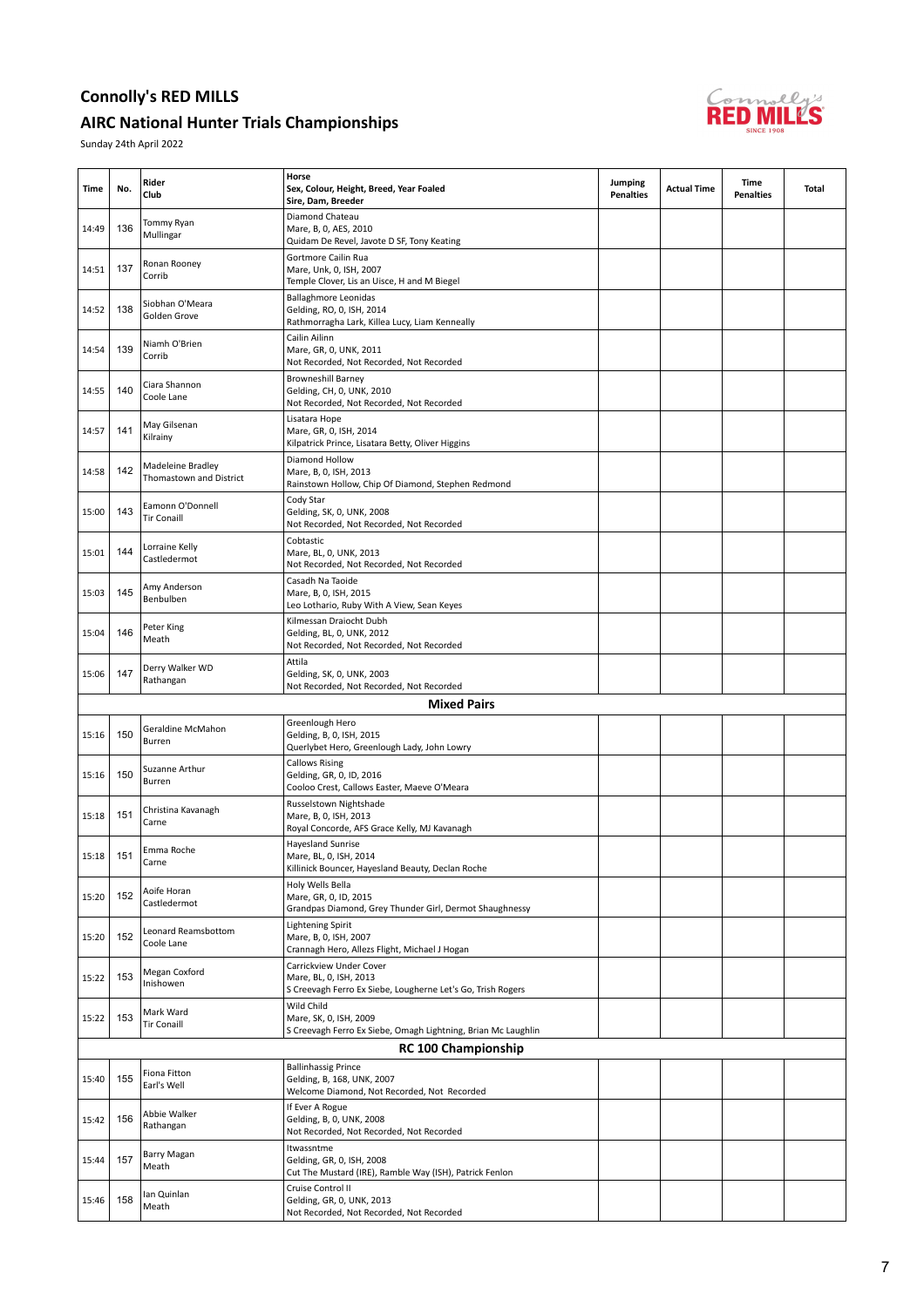# Connolly's RED MILLS

## AIRC National Hunter Trials Championships

Sunday 24th April 2022

| Time | No. | Rider<br>Club | Horse<br>Sex, Colour, Height, Breed, Year Foaled<br>Sire, Dam, Breeder | Jumping Penalties | Actual Time | Time Penalties | Total |
|---|---|---|---|---|---|---|---|
| 14:49 | 136 | Tommy Ryan<br>Mullingar | Diamond Chateau<br>Mare, B, 0, AES, 2010<br>Quidam De Revel, Javote D SF, Tony Keating | | | | |
| 14:51 | 137 | Ronan Rooney<br>Corrib | Gortmore Cailin Rua<br>Mare, Unk, 0, ISH, 2007<br>Temple Clover, Lis an Uisce, H and M Biegel | | | | |
| 14:52 | 138 | Siobhan O'Meara<br>Golden Grove | Ballaghmore Leonidas<br>Gelding, RO, 0, ISH, 2014<br>Rathmorragha Lark, Killea Lucy, Liam Kenneally | | | | |
| 14:54 | 139 | Niamh O'Brien<br>Corrib | Cailin Ailinn<br>Mare, GR, 0, UNK, 2011<br>Not Recorded, Not Recorded, Not Recorded | | | | |
| 14:55 | 140 | Ciara Shannon<br>Coole Lane | Browneshill Barney<br>Gelding, CH, 0, UNK, 2010<br>Not Recorded, Not Recorded, Not Recorded | | | | |
| 14:57 | 141 | May Gilsenan<br>Kilrainy | Lisatara Hope<br>Mare, GR, 0, ISH, 2014<br>Kilpatrick Prince, Lisatara Betty, Oliver Higgins | | | | |
| 14:58 | 142 | Madeleine Bradley<br>Thomastown and District | Diamond Hollow<br>Mare, B, 0, ISH, 2013<br>Rainstown Hollow, Chip Of Diamond, Stephen Redmond | | | | |
| 15:00 | 143 | Eamonn O'Donnell<br>Tir Conaill | Cody Star<br>Gelding, SK, 0, UNK, 2008<br>Not Recorded, Not Recorded, Not Recorded | | | | |
| 15:01 | 144 | Lorraine Kelly<br>Castledermot | Cobtastic<br>Mare, BL, 0, UNK, 2013<br>Not Recorded, Not Recorded, Not Recorded | | | | |
| 15:03 | 145 | Amy Anderson<br>Benbulben | Casadh Na Taoide<br>Mare, B, 0, ISH, 2015<br>Leo Lothario, Ruby With A View, Sean Keyes | | | | |
| 15:04 | 146 | Peter King<br>Meath | Kilmessan Draiocht Dubh<br>Gelding, BL, 0, UNK, 2012<br>Not Recorded, Not Recorded, Not Recorded | | | | |
| 15:06 | 147 | Derry Walker WD<br>Rathangan | Attila<br>Gelding, SK, 0, UNK, 2003<br>Not Recorded, Not Recorded, Not Recorded | | | | |
| **Mixed Pairs** | | | | | | | |
| 15:16 | 150 | Geraldine McMahon<br>Burren | Greenlough Hero<br>Gelding, B, 0, ISH, 2015<br>Querlybet Hero, Greenlough Lady, John Lowry | | | | |
| 15:16 | 150 | Suzanne Arthur<br>Burren | Callows Rising<br>Gelding, GR, 0, ID, 2016<br>Cooloo Crest, Callows Easter, Maeve O'Meara | | | | |
| 15:18 | 151 | Christina Kavanagh<br>Carne | Russelstown Nightshade<br>Mare, B, 0, ISH, 2013<br>Royal Concorde, AFS Grace Kelly, MJ Kavanagh | | | | |
| 15:18 | 151 | Emma Roche<br>Carne | Hayesland Sunrise<br>Mare, BL, 0, ISH, 2014<br>Killinick Bouncer, Hayesland Beauty, Declan Roche | | | | |
| 15:20 | 152 | Aoife Horan<br>Castledermot | Holy Wells Bella<br>Mare, GR, 0, ID, 2015<br>Grandpas Diamond, Grey Thunder Girl, Dermot Shaughnessy | | | | |
| 15:20 | 152 | Leonard Reamsbottom<br>Coole Lane | Lightening Spirit<br>Mare, B, 0, ISH, 2007<br>Crannagh Hero, Allezs Flight, Michael J Hogan | | | | |
| 15:22 | 153 | Megan Coxford<br>Inishowen | Carrickview Under Cover<br>Mare, BL, 0, ISH, 2013<br>S Creevagh Ferro Ex Siebe, Lougherne Let's Go, Trish Rogers | | | | |
| 15:22 | 153 | Mark Ward<br>Tir Conaill | Wild Child<br>Mare, SK, 0, ISH, 2009<br>S Creevagh Ferro Ex Siebe, Omagh Lightning, Brian Mc Laughlin | | | | |
| **RC 100 Championship** | | | | | | | |
| 15:40 | 155 | Fiona Fitton<br>Earl's Well | Ballinhassig Prince<br>Gelding, B, 168, UNK, 2007<br>Welcome Diamond, Not Recorded, Not Recorded | | | | |
| 15:42 | 156 | Abbie Walker<br>Rathangan | If Ever A Rogue<br>Gelding, B, 0, UNK, 2008<br>Not Recorded, Not Recorded, Not Recorded | | | | |
| 15:44 | 157 | Barry Magan<br>Meath | Itwassntme<br>Gelding, GR, 0, ISH, 2008<br>Cut The Mustard (IRE), Ramble Way (ISH), Patrick Fenlon | | | | |
| 15:46 | 158 | Ian Quinlan<br>Meath | Cruise Control II<br>Gelding, GR, 0, UNK, 2013<br>Not Recorded, Not Recorded, Not Recorded | | | | |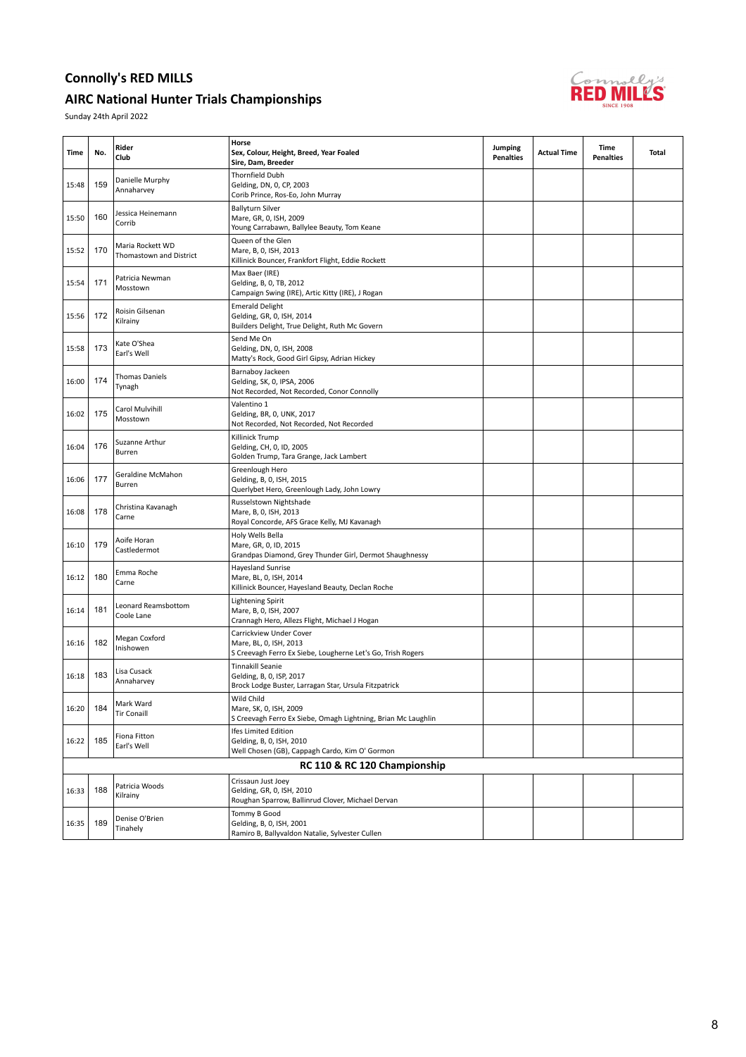# Connolly's RED MILLS

## AIRC National Hunter Trials Championships

Sunday 24th April 2022

| Time | No. | Rider<br>Club | Horse<br>Sex, Colour, Height, Breed, Year Foaled<br>Sire, Dam, Breeder | Jumping Penalties | Actual Time | Time Penalties | Total |
|---|---|---|---|---|---|---|---|
| 15:48 | 159 | Danielle Murphy<br>Annaharvey | Thornfield Dubh<br>Gelding, DN, 0, CP, 2003<br>Corib Prince, Ros-Eo, John Murray | | | | |
| 15:50 | 160 | Jessica Heinemann<br>Corrib | Ballyturn Silver<br>Mare, GR, 0, ISH, 2009<br>Young Carrabawn, Ballylee Beauty, Tom Keane | | | | |
| 15:52 | 170 | Maria Rockett WD<br>Thomastown and District | Queen of the Glen<br>Mare, B, 0, ISH, 2013<br>Killinick Bouncer, Frankfort Flight, Eddie Rockett | | | | |
| 15:54 | 171 | Patricia Newman<br>Mosstown | Max Baer (IRE)<br>Gelding, B, 0, TB, 2012<br>Campaign Swing (IRE), Artic Kitty (IRE), J Rogan | | | | |
| 15:56 | 172 | Roisin Gilsenan<br>Kilrainy | Emerald Delight<br>Gelding, GR, 0, ISH, 2014<br>Builders Delight, True Delight, Ruth Mc Govern | | | | |
| 15:58 | 173 | Kate O'Shea<br>Earl's Well | Send Me On<br>Gelding, DN, 0, ISH, 2008<br>Matty's Rock, Good Girl Gipsy, Adrian Hickey | | | | |
| 16:00 | 174 | Thomas Daniels<br>Tynagh | Barnaboy Jackeen<br>Gelding, SK, 0, IPSA, 2006<br>Not Recorded, Not Recorded, Conor Connolly | | | | |
| 16:02 | 175 | Carol Mulvihill<br>Mosstown | Valentino 1<br>Gelding, BR, 0, UNK, 2017<br>Not Recorded, Not Recorded, Not Recorded | | | | |
| 16:04 | 176 | Suzanne Arthur<br>Burren | Killinick Trump<br>Gelding, CH, 0, ID, 2005<br>Golden Trump, Tara Grange, Jack Lambert | | | | |
| 16:06 | 177 | Geraldine McMahon<br>Burren | Greenlough Hero<br>Gelding, B, 0, ISH, 2015<br>Querlybet Hero, Greenlough Lady, John Lowry | | | | |
| 16:08 | 178 | Christina Kavanagh<br>Carne | Russelstown Nightshade<br>Mare, B, 0, ISH, 2013<br>Royal Concorde, AFS Grace Kelly, MJ Kavanagh | | | | |
| 16:10 | 179 | Aoife Horan<br>Castledermot | Holy Wells Bella<br>Mare, GR, 0, ID, 2015<br>Grandpas Diamond, Grey Thunder Girl, Dermot Shaughnessy | | | | |
| 16:12 | 180 | Emma Roche<br>Carne | Hayesland Sunrise<br>Mare, BL, 0, ISH, 2014<br>Killinick Bouncer, Hayesland Beauty, Declan Roche | | | | |
| 16:14 | 181 | Leonard Reamsbottom<br>Coole Lane | Lightening Spirit<br>Mare, B, 0, ISH, 2007<br>Crannagh Hero, Allezs Flight, Michael J Hogan | | | | |
| 16:16 | 182 | Megan Coxford<br>Inishowen | Carrickview Under Cover<br>Mare, BL, 0, ISH, 2013<br>S Creevagh Ferro Ex Siebe, Lougherne Let's Go, Trish Rogers | | | | |
| 16:18 | 183 | Lisa Cusack<br>Annaharvey | Tinnakill Seanie<br>Gelding, B, 0, ISP, 2017<br>Brock Lodge Buster, Larragan Star, Ursula Fitzpatrick | | | | |
| 16:20 | 184 | Mark Ward<br>Tir Conaill | Wild Child<br>Mare, SK, 0, ISH, 2009<br>S Creevagh Ferro Ex Siebe, Omagh Lightning, Brian Mc Laughlin | | | | |
| 16:22 | 185 | Fiona Fitton<br>Earl's Well | Ifes Limited Edition<br>Gelding, B, 0, ISH, 2010<br>Well Chosen (GB), Cappagh Cardo, Kim O' Gormon | | | | |
| | | | **RC 110 & RC 120 Championship** | | | | |
| 16:33 | 188 | Patricia Woods<br>Kilrainy | Crissaun Just Joey<br>Gelding, GR, 0, ISH, 2010<br>Roughan Sparrow, Ballinrud Clover, Michael Dervan | | | | |
| 16:35 | 189 | Denise O'Brien<br>Tinahely | Tommy B Good<br>Gelding, B, 0, ISH, 2001<br>Ramiro B, Ballyvaldon Natalie, Sylvester Cullen | | | | |